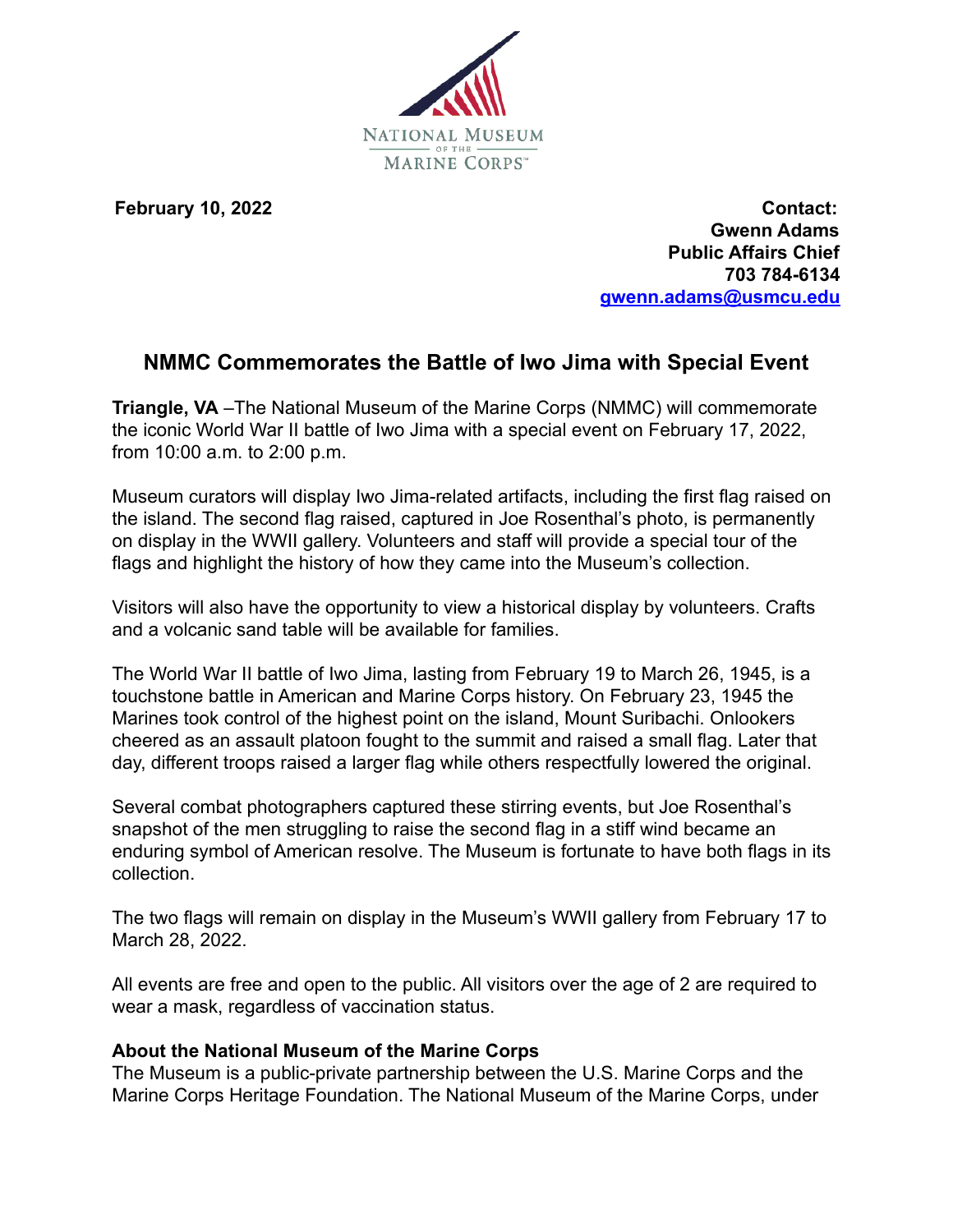NATIONAL MUSEUM OF THE MARINE CORPS™

**February 10, 2022**

**Contact:**
**Gwenn Adams**
**Public Affairs Chief**
**703 784-6134**
**gwenn.adams@usmcu.edu**

## NMMC Commemorates the Battle of Iwo Jima with Special Event

**Triangle, VA** –The National Museum of the Marine Corps (NMMC) will commemorate the iconic World War II battle of Iwo Jima with a special event on February 17, 2022, from 10:00 a.m. to 2:00 p.m.

Museum curators will display Iwo Jima-related artifacts, including the first flag raised on the island. The second flag raised, captured in Joe Rosenthal's photo, is permanently on display in the WWII gallery. Volunteers and staff will provide a special tour of the flags and highlight the history of how they came into the Museum's collection.

Visitors will also have the opportunity to view a historical display by volunteers. Crafts and a volcanic sand table will be available for families.

The World War II battle of Iwo Jima, lasting from February 19 to March 26, 1945, is a touchstone battle in American and Marine Corps history. On February 23, 1945 the Marines took control of the highest point on the island, Mount Suribachi. Onlookers cheered as an assault platoon fought to the summit and raised a small flag. Later that day, different troops raised a larger flag while others respectfully lowered the original.

Several combat photographers captured these stirring events, but Joe Rosenthal's snapshot of the men struggling to raise the second flag in a stiff wind became an enduring symbol of American resolve. The Museum is fortunate to have both flags in its collection.

The two flags will remain on display in the Museum's WWII gallery from February 17 to March 28, 2022.

All events are free and open to the public. All visitors over the age of 2 are required to wear a mask, regardless of vaccination status.

**About the National Museum of the Marine Corps**
The Museum is a public-private partnership between the U.S. Marine Corps and the Marine Corps Heritage Foundation. The National Museum of the Marine Corps, under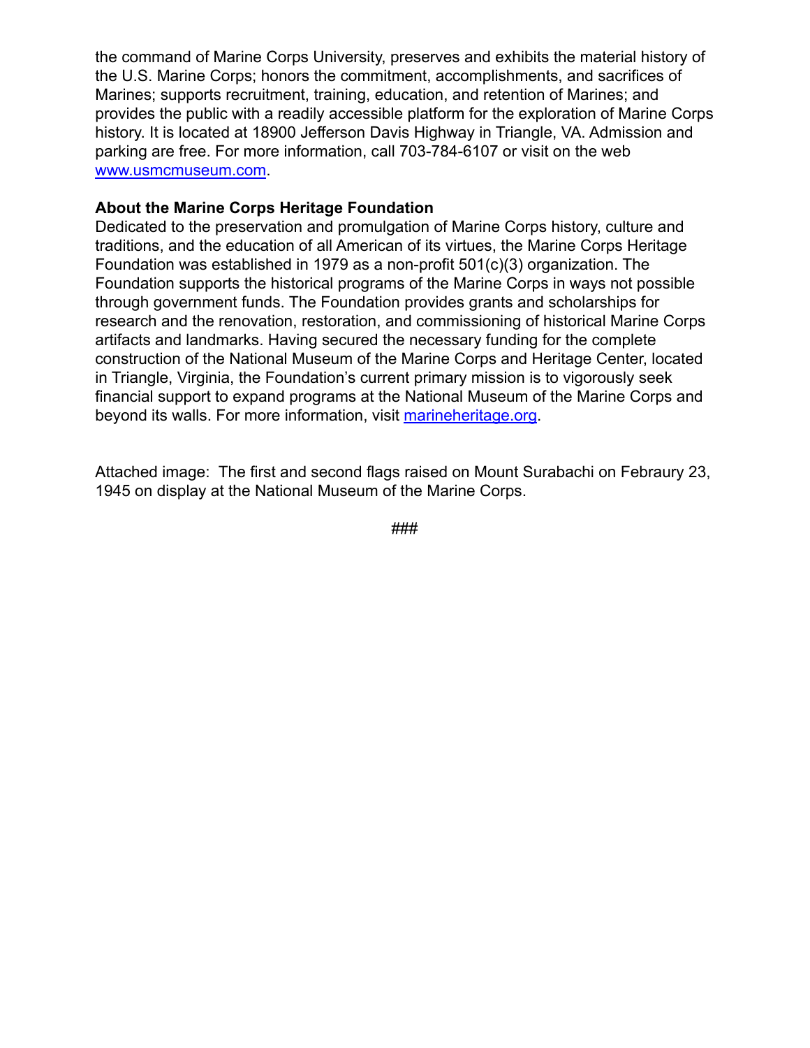the command of Marine Corps University, preserves and exhibits the material history of the U.S. Marine Corps; honors the commitment, accomplishments, and sacrifices of Marines; supports recruitment, training, education, and retention of Marines; and provides the public with a readily accessible platform for the exploration of Marine Corps history. It is located at 18900 Jefferson Davis Highway in Triangle, VA. Admission and parking are free. For more information, call 703-784-6107 or visit on the web [www.usmcmuseum.com](http://www.usmcmuseum.com).

**About the Marine Corps Heritage Foundation**

Dedicated to the preservation and promulgation of Marine Corps history, culture and traditions, and the education of all American of its virtues, the Marine Corps Heritage Foundation was established in 1979 as a non-profit 501(c)(3) organization. The Foundation supports the historical programs of the Marine Corps in ways not possible through government funds. The Foundation provides grants and scholarships for research and the renovation, restoration, and commissioning of historical Marine Corps artifacts and landmarks. Having secured the necessary funding for the complete construction of the National Museum of the Marine Corps and Heritage Center, located in Triangle, Virginia, the Foundation's current primary mission is to vigorously seek financial support to expand programs at the National Museum of the Marine Corps and beyond its walls. For more information, visit [marineheritage.org](http://marineheritage.org).

Attached image: The first and second flags raised on Mount Surabachi on Febraury 23, 1945 on display at the National Museum of the Marine Corps.

###